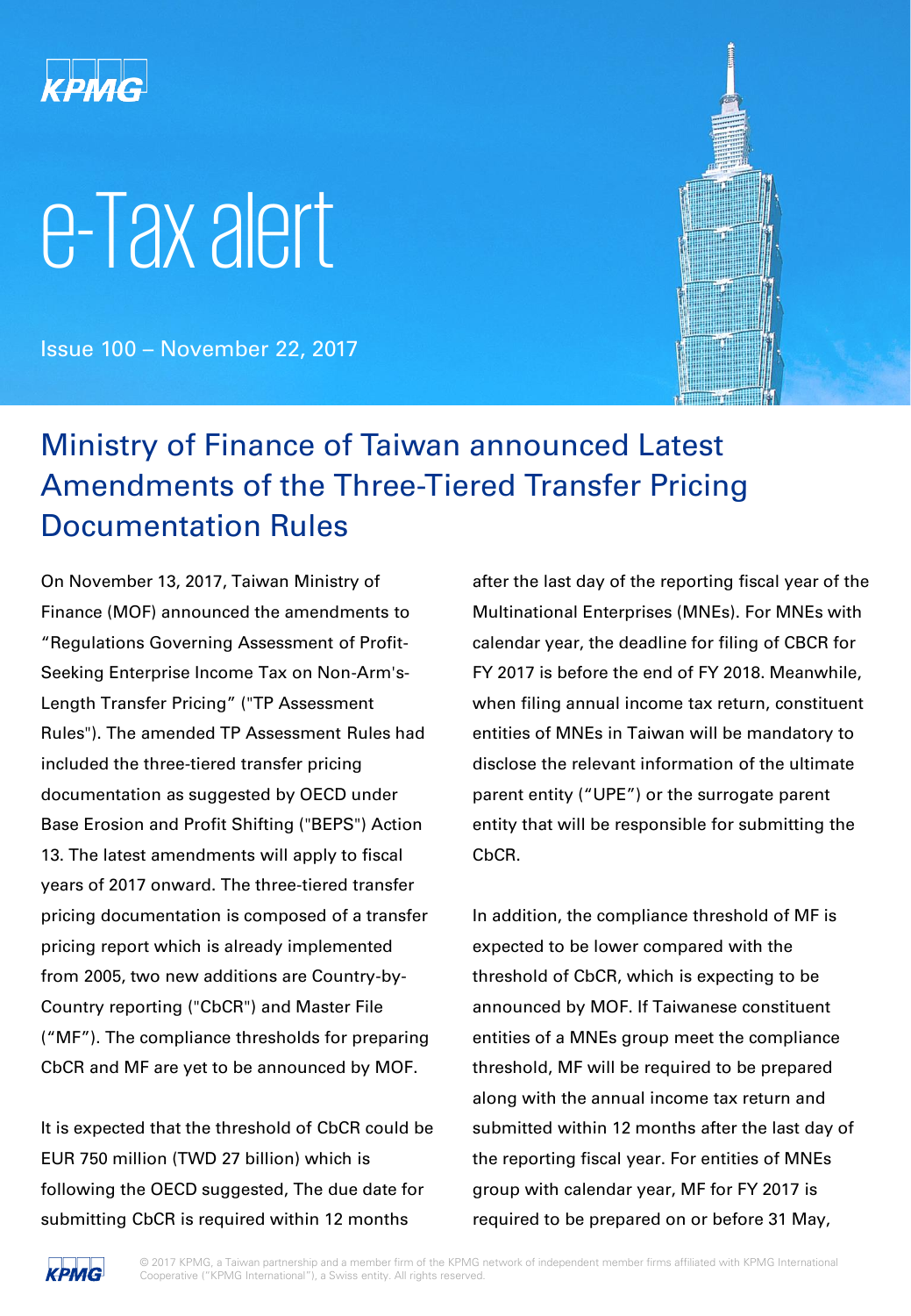# e-Tax alert

Issue 100 – November 22, 2017

## Ministry of Finance of Taiwan announced Latest Amendments of the Three-Tiered Transfer Pricing Documentation Rules

On November 13, 2017, Taiwan Ministry of Finance (MOF) announced the amendments to "Regulations Governing Assessment of Profit-Seeking Enterprise Income Tax on Non-Arm's-Length Transfer Pricing" ("TP Assessment Rules"). The amended TP Assessment Rules had included the three-tiered transfer pricing documentation as suggested by OECD under Base Erosion and Profit Shifting ("BEPS") Action 13. The latest amendments will apply to fiscal years of 2017 onward. The three-tiered transfer pricing documentation is composed of a transfer pricing report which is already implemented from 2005, two new additions are Country-by-Country reporting ("CbCR") and Master File ("MF"). The compliance thresholds for preparing CbCR and MF are yet to be announced by MOF.

It is expected that the threshold of CbCR could be EUR 750 million (TWD 27 billion) which is following the OECD suggested, The due date for submitting CbCR is required within 12 months after the last day of the reporting fiscal year of the Multinational Enterprises (MNEs). For MNEs with calendar year, the deadline for filing of CBCR for FY 2017 is before the end of FY 2018. Meanwhile, when filing annual income tax return, constituent entities of MNEs in Taiwan will be mandatory to disclose the relevant information of the ultimate parent entity ("UPE") or the surrogate parent entity that will be responsible for submitting the CbCR.

In addition, the compliance threshold of MF is expected to be lower compared with the threshold of CbCR, which is expecting to be announced by MOF. If Taiwanese constituent entities of a MNEs group meet the compliance threshold, MF will be required to be prepared along with the annual income tax return and submitted within 12 months after the last day of the reporting fiscal year. For entities of MNEs group with calendar year, MF for FY 2017 is required to be prepared on or before 31 May,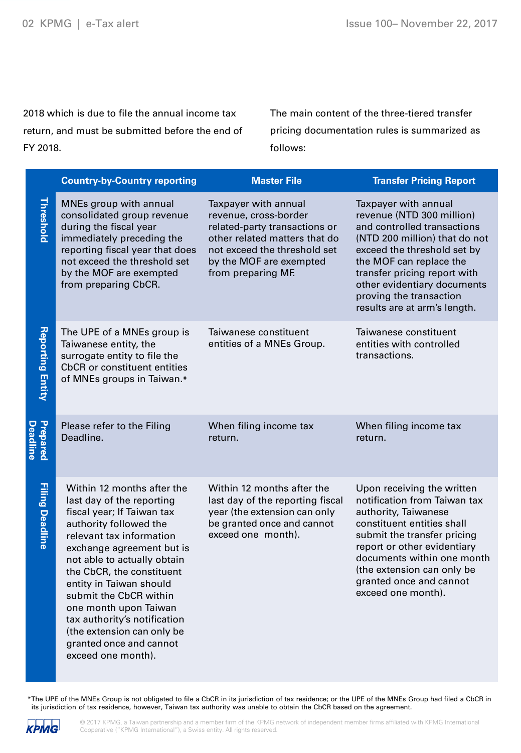2018 which is due to file the annual income tax return, and must be submitted before the end of FY 2018.

The main content of the three-tiered transfer pricing documentation rules is summarized as follows:

| | Country-by-Country reporting | Master File | Transfer Pricing Report |
|---|---|---|---|
| Threshold | MNEs group with annual consolidated group revenue during the fiscal year immediately preceding the reporting fiscal year that does not exceed the threshold set by the MOF are exempted from preparing CbCR. | Taxpayer with annual revenue, cross-border related-party transactions or other related matters that do not exceed the threshold set by the MOF are exempted from preparing MF. | Taxpayer with annual revenue (NTD 300 million) and controlled transactions (NTD 200 million) that do not exceed the threshold set by the MOF can replace the transfer pricing report with other evidentiary documents proving the transaction results are at arm's length. |
| Reporting Entity | The UPE of a MNEs group is Taiwanese entity, the surrogate entity to file the CbCR or constituent entities of MNEs groups in Taiwan.* | Taiwanese constituent entities of a MNEs Group. | Taiwanese constituent entities with controlled transactions. |
| Prepared Deadline | Please refer to the Filing Deadline. | When filing income tax return. | When filing income tax return. |
| Filing Deadline | Within 12 months after the last day of the reporting fiscal year; If Taiwan tax authority followed the relevant tax information exchange agreement but is not able to actually obtain the CbCR, the constituent entity in Taiwan should submit the CbCR within one month upon Taiwan tax authority's notification (the extension can only be granted once and cannot exceed one month). | Within 12 months after the last day of the reporting fiscal year (the extension can only be granted once and cannot exceed one month). | Upon receiving the written notification from Taiwan tax authority, Taiwanese constituent entities shall submit the transfer pricing report or other evidentiary documents within one month (the extension can only be granted once and cannot exceed one month). |

*The UPE of the MNEs Group is not obligated to file a CbCR in its jurisdiction of tax residence; or the UPE of the MNEs Group had filed a CbCR in its jurisdiction of tax residence, however, Taiwan tax authority was unable to obtain the CbCR based on the agreement.

© 2017 KPMG, a Taiwan partnership and a member firm of the KPMG network of independent member firms affiliated with KPMG International Cooperative ("KPMG International"), a Swiss entity. All rights reserved.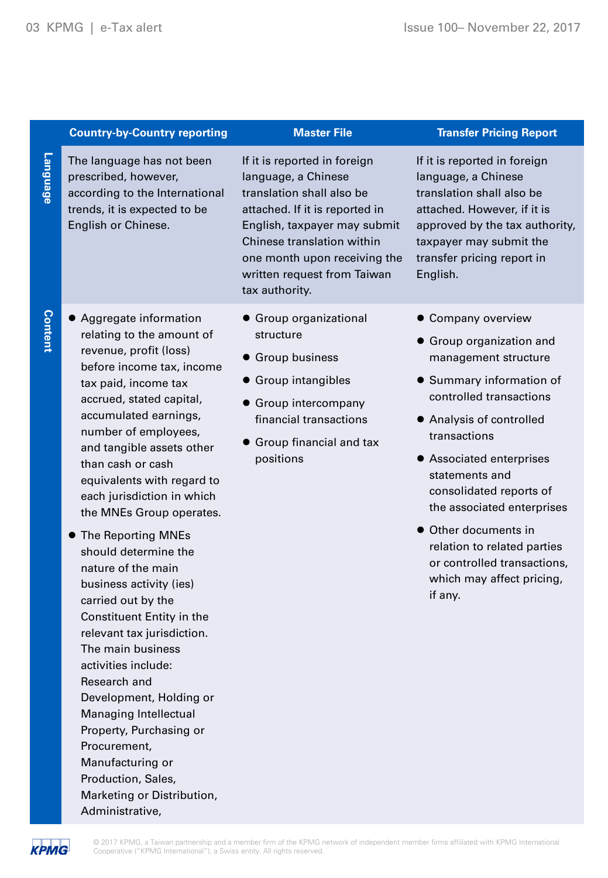| | Country-by-Country reporting | Master File | Transfer Pricing Report |
|---|---|---|---|
| Language | The language has not been prescribed, however, according to the International trends, it is expected to be English or Chinese. | If it is reported in foreign language, a Chinese translation shall also be attached. If it is reported in English, taxpayer may submit Chinese translation within one month upon receiving the written request from Taiwan tax authority. | If it is reported in foreign language, a Chinese translation shall also be attached. However, if it is approved by the tax authority, taxpayer may submit the transfer pricing report in English. |
| Content | ● Aggregate information relating to the amount of revenue, profit (loss) before income tax, income tax paid, income tax accrued, stated capital, accumulated earnings, number of employees, and tangible assets other than cash or cash equivalents with regard to each jurisdiction in which the MNEs Group operates.<br>● The Reporting MNEs should determine the nature of the main business activity (ies) carried out by the Constituent Entity in the relevant tax jurisdiction. The main business activities include: Research and Development, Holding or Managing Intellectual Property, Purchasing or Procurement, Manufacturing or Production, Sales, Marketing or Distribution, Administrative, | ● Group organizational structure<br>● Group business<br>● Group intangibles<br>● Group intercompany financial transactions<br>● Group financial and tax positions | ● Company overview<br>● Group organization and management structure<br>● Summary information of controlled transactions<br>● Analysis of controlled transactions<br>● Associated enterprises statements and consolidated reports of the associated enterprises<br>● Other documents in relation to related parties or controlled transactions, which may affect pricing, if any. |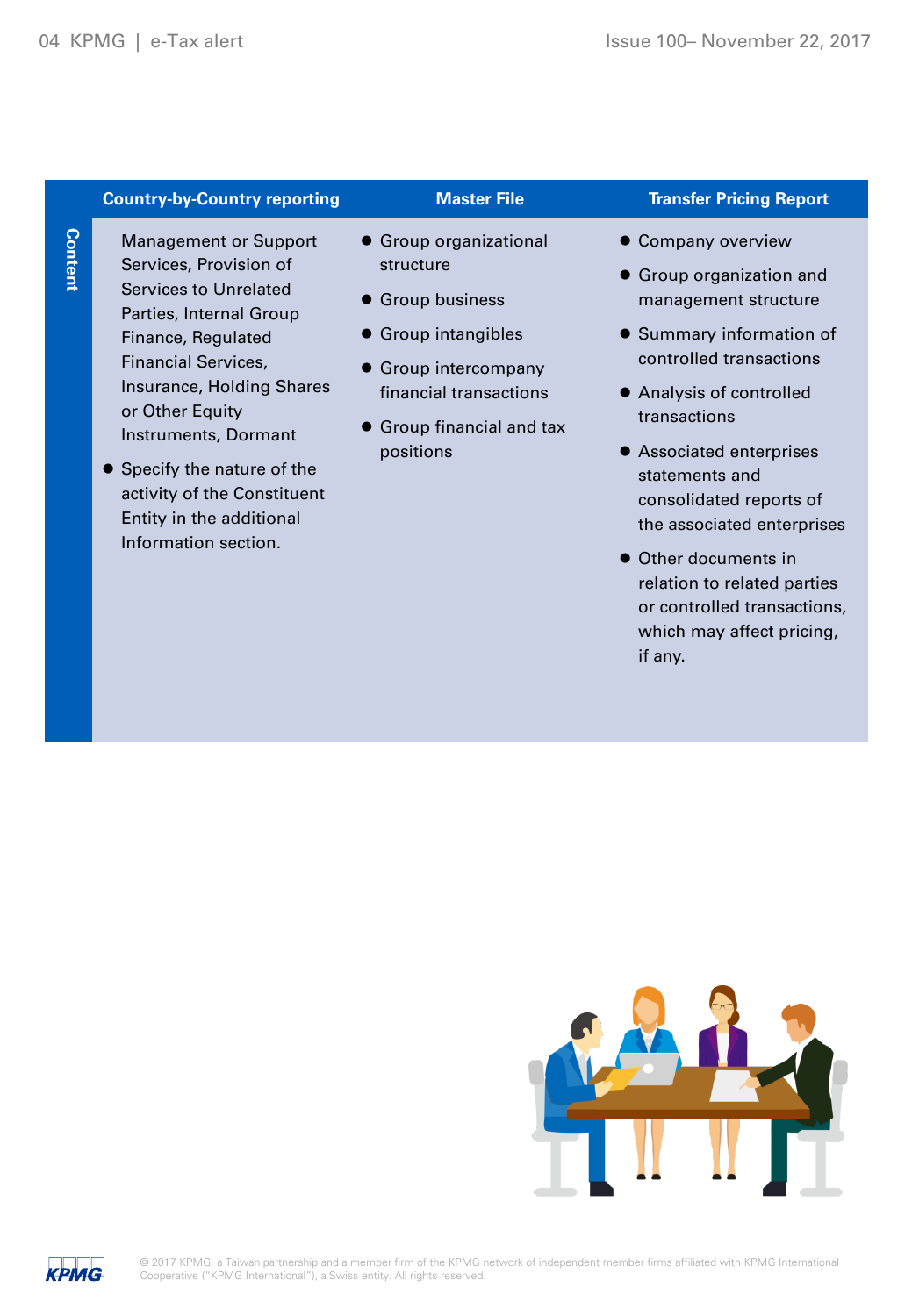| | Country-by-Country reporting | Master File | Transfer Pricing Report |
|---|---|---|---|
| Content | Management or Support Services, Provision of Services to Unrelated Parties, Internal Group Finance, Regulated Financial Services, Insurance, Holding Shares or Other Equity Instruments, Dormant<br>● Specify the nature of the activity of the Constituent Entity in the additional Information section. | ● Group organizational structure<br>● Group business<br>● Group intangibles<br>● Group intercompany financial transactions<br>● Group financial and tax positions | ● Company overview<br>● Group organization and management structure<br>● Summary information of controlled transactions<br>● Analysis of controlled transactions<br>● Associated enterprises statements and consolidated reports of the associated enterprises<br>● Other documents in relation to related parties or controlled transactions, which may affect pricing, if any. |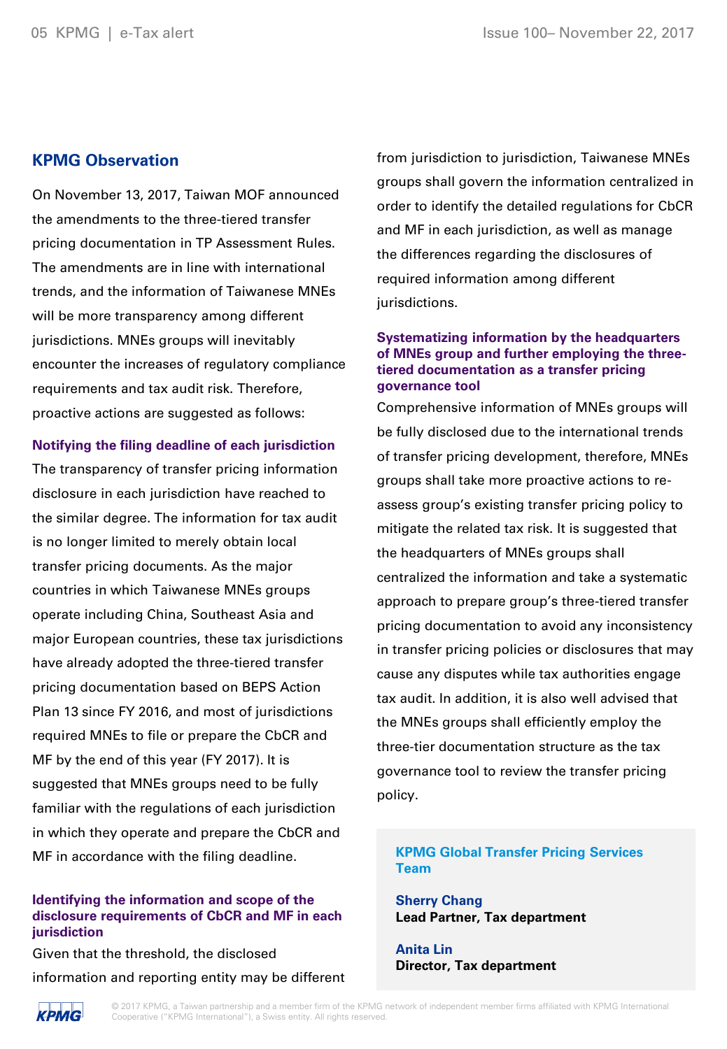## KPMG Observation

On November 13, 2017, Taiwan MOF announced the amendments to the three-tiered transfer pricing documentation in TP Assessment Rules. The amendments are in line with international trends, and the information of Taiwanese MNEs will be more transparency among different jurisdictions. MNEs groups will inevitably encounter the increases of regulatory compliance requirements and tax audit risk. Therefore, proactive actions are suggested as follows:

### Notifying the filing deadline of each jurisdiction

The transparency of transfer pricing information disclosure in each jurisdiction have reached to the similar degree. The information for tax audit is no longer limited to merely obtain local transfer pricing documents. As the major countries in which Taiwanese MNEs groups operate including China, Southeast Asia and major European countries, these tax jurisdictions have already adopted the three-tiered transfer pricing documentation based on BEPS Action Plan 13 since FY 2016, and most of jurisdictions required MNEs to file or prepare the CbCR and MF by the end of this year (FY 2017). It is suggested that MNEs groups need to be fully familiar with the regulations of each jurisdiction in which they operate and prepare the CbCR and MF in accordance with the filing deadline.

### Identifying the information and scope of the disclosure requirements of CbCR and MF in each jurisdiction

Given that the threshold, the disclosed information and reporting entity may be different from jurisdiction to jurisdiction, Taiwanese MNEs groups shall govern the information centralized in order to identify the detailed regulations for CbCR and MF in each jurisdiction, as well as manage the differences regarding the disclosures of required information among different jurisdictions.

### Systematizing information by the headquarters of MNEs group and further employing the three-tiered documentation as a transfer pricing governance tool

Comprehensive information of MNEs groups will be fully disclosed due to the international trends of transfer pricing development, therefore, MNEs groups shall take more proactive actions to re-assess group's existing transfer pricing policy to mitigate the related tax risk. It is suggested that the headquarters of MNEs groups shall centralized the information and take a systematic approach to prepare group's three-tiered transfer pricing documentation to avoid any inconsistency in transfer pricing policies or disclosures that may cause any disputes while tax authorities engage tax audit. In addition, it is also well advised that the MNEs groups shall efficiently employ the three-tier documentation structure as the tax governance tool to review the transfer pricing policy.

**KPMG Global Transfer Pricing Services Team**

**Sherry Chang**
**Lead Partner, Tax department**

**Anita Lin**
**Director, Tax department**

© 2017 KPMG, a Taiwan partnership and a member firm of the KPMG network of independent member firms affiliated with KPMG International Cooperative ("KPMG International"), a Swiss entity. All rights reserved.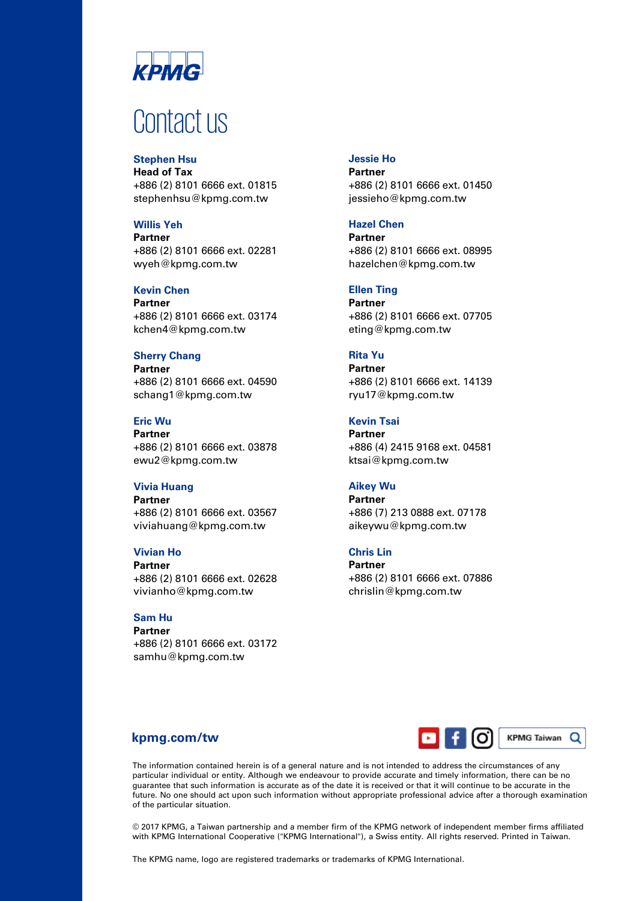KPMG

# Contact us

**Stephen Hsu**
**Head of Tax**
+886 (2) 8101 6666 ext. 01815
stephenhsu@kpmg.com.tw

**Willis Yeh**
**Partner**
+886 (2) 8101 6666 ext. 02281
wyeh@kpmg.com.tw

**Kevin Chen**
**Partner**
+886 (2) 8101 6666 ext. 03174
kchen4@kpmg.com.tw

**Sherry Chang**
**Partner**
+886 (2) 8101 6666 ext. 04590
schang1@kpmg.com.tw

**Eric Wu**
**Partner**
+886 (2) 8101 6666 ext. 03878
ewu2@kpmg.com.tw

**Vivia Huang**
**Partner**
+886 (2) 8101 6666 ext. 03567
viviahuang@kpmg.com.tw

**Vivian Ho**
**Partner**
+886 (2) 8101 6666 ext. 02628
vivianho@kpmg.com.tw

**Sam Hu**
**Partner**
+886 (2) 8101 6666 ext. 03172
samhu@kpmg.com.tw

**Jessie Ho**
**Partner**
+886 (2) 8101 6666 ext. 01450
jessieho@kpmg.com.tw

**Hazel Chen**
**Partner**
+886 (2) 8101 6666 ext. 08995
hazelchen@kpmg.com.tw

**Ellen Ting**
**Partner**
+886 (2) 8101 6666 ext. 07705
eting@kpmg.com.tw

**Rita Yu**
**Partner**
+886 (2) 8101 6666 ext. 14139
ryu17@kpmg.com.tw

**Kevin Tsai**
**Partner**
+886 (4) 2415 9168 ext. 04581
ktsai@kpmg.com.tw

**Aikey Wu**
**Partner**
+886 (7) 213 0888 ext. 07178
aikeywu@kpmg.com.tw

**Chris Lin**
**Partner**
+886 (2) 8101 6666 ext. 07886
chrislin@kpmg.com.tw

**kpmg.com/tw**

KPMG Taiwan

The information contained herein is of a general nature and is not intended to address the circumstances of any particular individual or entity. Although we endeavour to provide accurate and timely information, there can be no guarantee that such information is accurate as of the date it is received or that it will continue to be accurate in the future. No one should act upon such information without appropriate professional advice after a thorough examination of the particular situation.

© 2017 KPMG, a Taiwan partnership and a member firm of the KPMG network of independent member firms affiliated with KPMG International Cooperative ("KPMG International"), a Swiss entity. All rights reserved. Printed in Taiwan.

The KPMG name, logo are registered trademarks or trademarks of KPMG International.